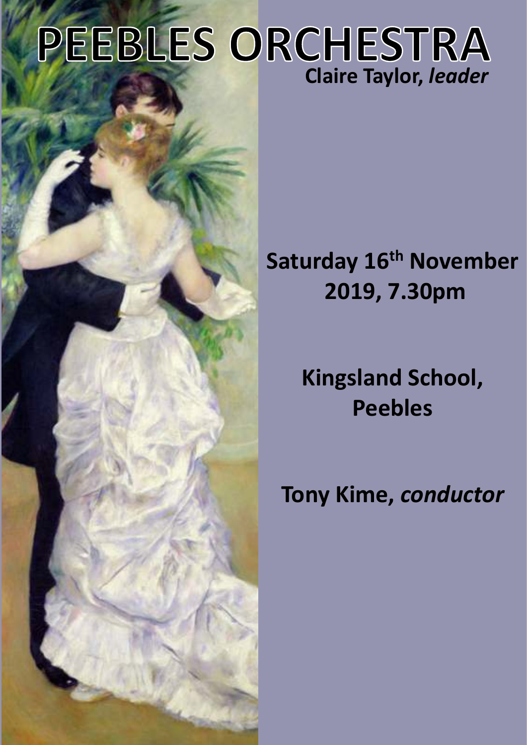# PEEBLES ORCHESTRA

**Claire Taylor, *leader***

**Saturday 16th November 2019, 7.30pm**

**Kingsland School, Peebles**

**Tony Kime, *conductor***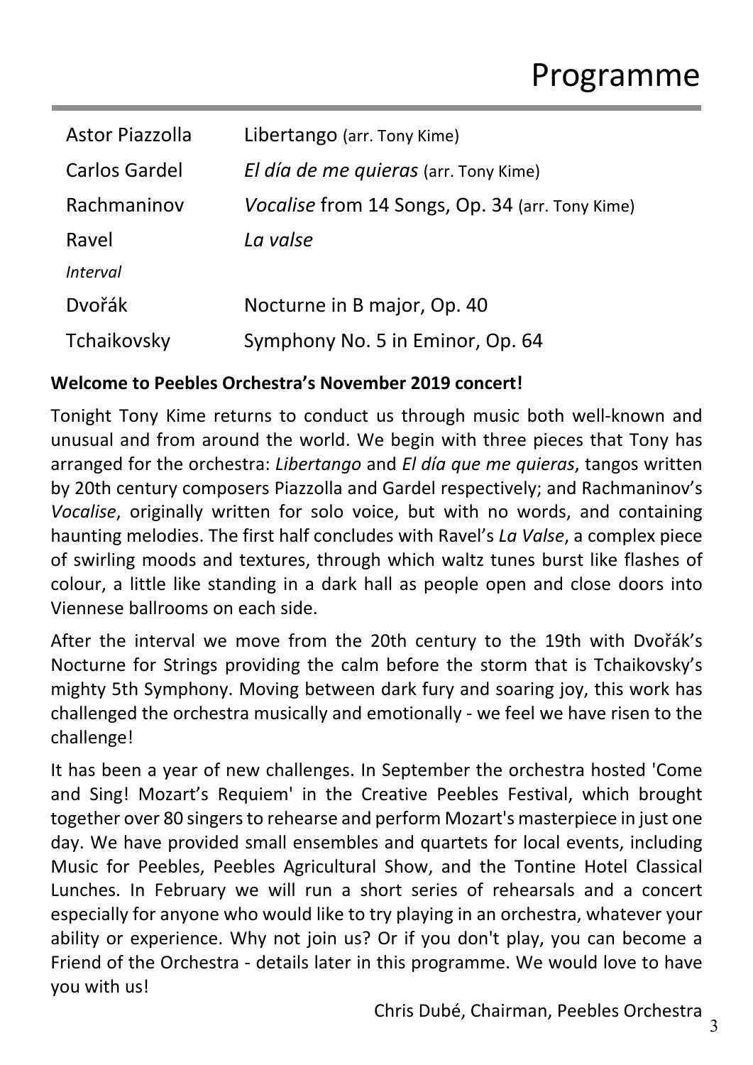# Programme

| | |
|---|---|
| Astor Piazzolla | Libertango (arr. Tony Kime) |
| Carlos Gardel | *El día de me quieras* (arr. Tony Kime) |
| Rachmaninov | *Vocalise* from 14 Songs, Op. 34 (arr. Tony Kime) |
| Ravel | *La valse* |
| *Interval* | |
| Dvořák | Nocturne in B major, Op. 40 |
| Tchaikovsky | Symphony No. 5 in Eminor, Op. 64 |

**Welcome to Peebles Orchestra's November 2019 concert!**

Tonight Tony Kime returns to conduct us through music both well-known and unusual and from around the world. We begin with three pieces that Tony has arranged for the orchestra: *Libertango* and *El día que me quieras*, tangos written by 20th century composers Piazzolla and Gardel respectively; and Rachmaninov's *Vocalise*, originally written for solo voice, but with no words, and containing haunting melodies. The first half concludes with Ravel's *La Valse*, a complex piece of swirling moods and textures, through which waltz tunes burst like flashes of colour, a little like standing in a dark hall as people open and close doors into Viennese ballrooms on each side.

After the interval we move from the 20th century to the 19th with Dvořák's Nocturne for Strings providing the calm before the storm that is Tchaikovsky's mighty 5th Symphony. Moving between dark fury and soaring joy, this work has challenged the orchestra musically and emotionally - we feel we have risen to the challenge!

It has been a year of new challenges. In September the orchestra hosted 'Come and Sing! Mozart's Requiem' in the Creative Peebles Festival, which brought together over 80 singers to rehearse and perform Mozart's masterpiece in just one day. We have provided small ensembles and quartets for local events, including Music for Peebles, Peebles Agricultural Show, and the Tontine Hotel Classical Lunches. In February we will run a short series of rehearsals and a concert especially for anyone who would like to try playing in an orchestra, whatever your ability or experience. Why not join us? Or if you don't play, you can become a Friend of the Orchestra - details later in this programme. We would love to have you with us!

Chris Dubé, Chairman, Peebles Orchestra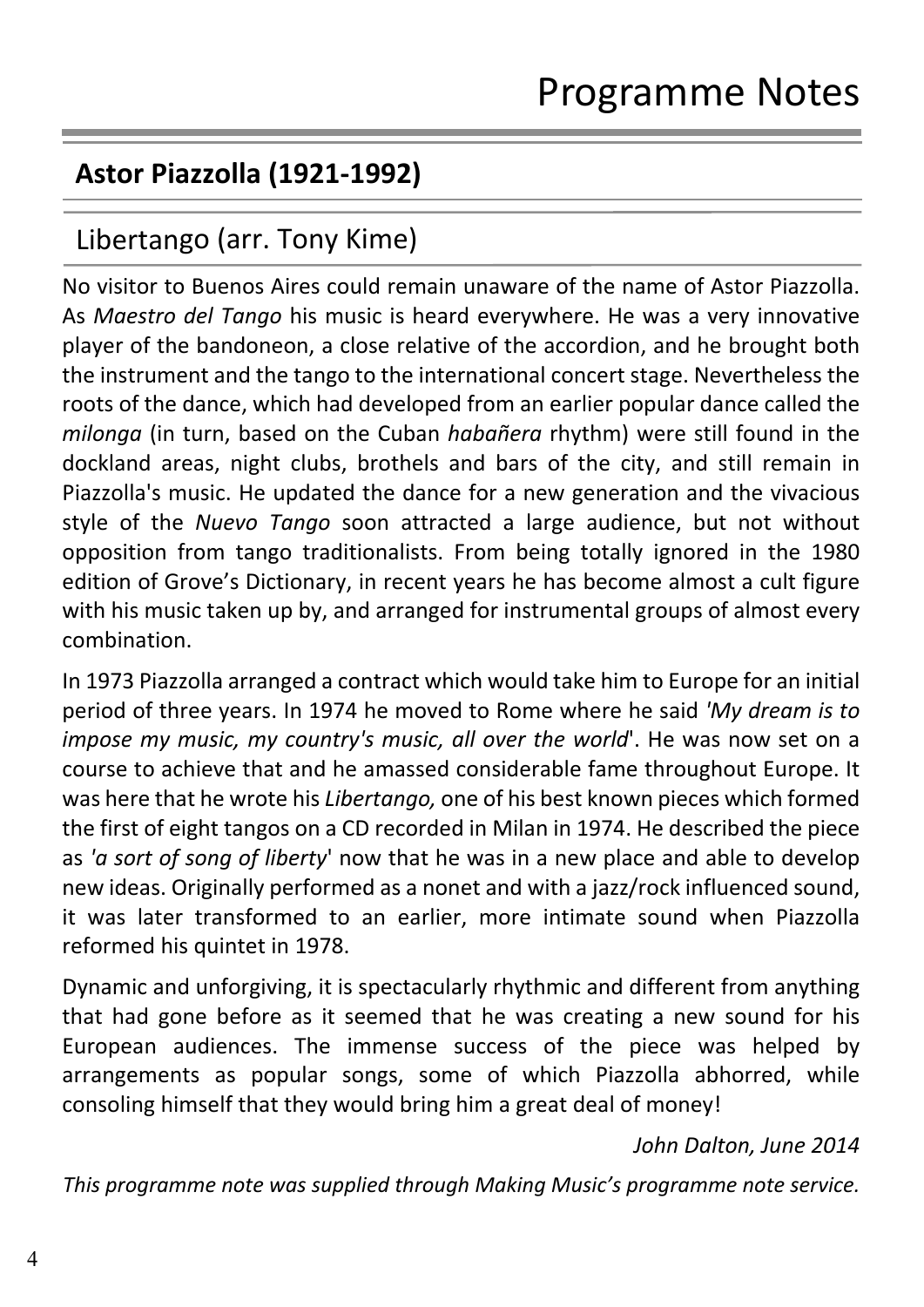# Programme Notes

## Astor Piazzolla (1921-1992)

### Libertango (arr. Tony Kime)

No visitor to Buenos Aires could remain unaware of the name of Astor Piazzolla. As *Maestro del Tango* his music is heard everywhere. He was a very innovative player of the bandoneon, a close relative of the accordion, and he brought both the instrument and the tango to the international concert stage. Nevertheless the roots of the dance, which had developed from an earlier popular dance called the *milonga* (in turn, based on the Cuban *habañera* rhythm) were still found in the dockland areas, night clubs, brothels and bars of the city, and still remain in Piazzolla's music. He updated the dance for a new generation and the vivacious style of the *Nuevo Tango* soon attracted a large audience, but not without opposition from tango traditionalists. From being totally ignored in the 1980 edition of Grove's Dictionary, in recent years he has become almost a cult figure with his music taken up by, and arranged for instrumental groups of almost every combination.

In 1973 Piazzolla arranged a contract which would take him to Europe for an initial period of three years. In 1974 he moved to Rome where he said *'My dream is to impose my music, my country's music, all over the world*'. He was now set on a course to achieve that and he amassed considerable fame throughout Europe. It was here that he wrote his *Libertango,* one of his best known pieces which formed the first of eight tangos on a CD recorded in Milan in 1974. He described the piece as *'a sort of song of liberty*' now that he was in a new place and able to develop new ideas. Originally performed as a nonet and with a jazz/rock influenced sound, it was later transformed to an earlier, more intimate sound when Piazzolla reformed his quintet in 1978.

Dynamic and unforgiving, it is spectacularly rhythmic and different from anything that had gone before as it seemed that he was creating a new sound for his European audiences. The immense success of the piece was helped by arrangements as popular songs, some of which Piazzolla abhorred, while consoling himself that they would bring him a great deal of money!

*John Dalton, June 2014*

*This programme note was supplied through Making Music's programme note service.*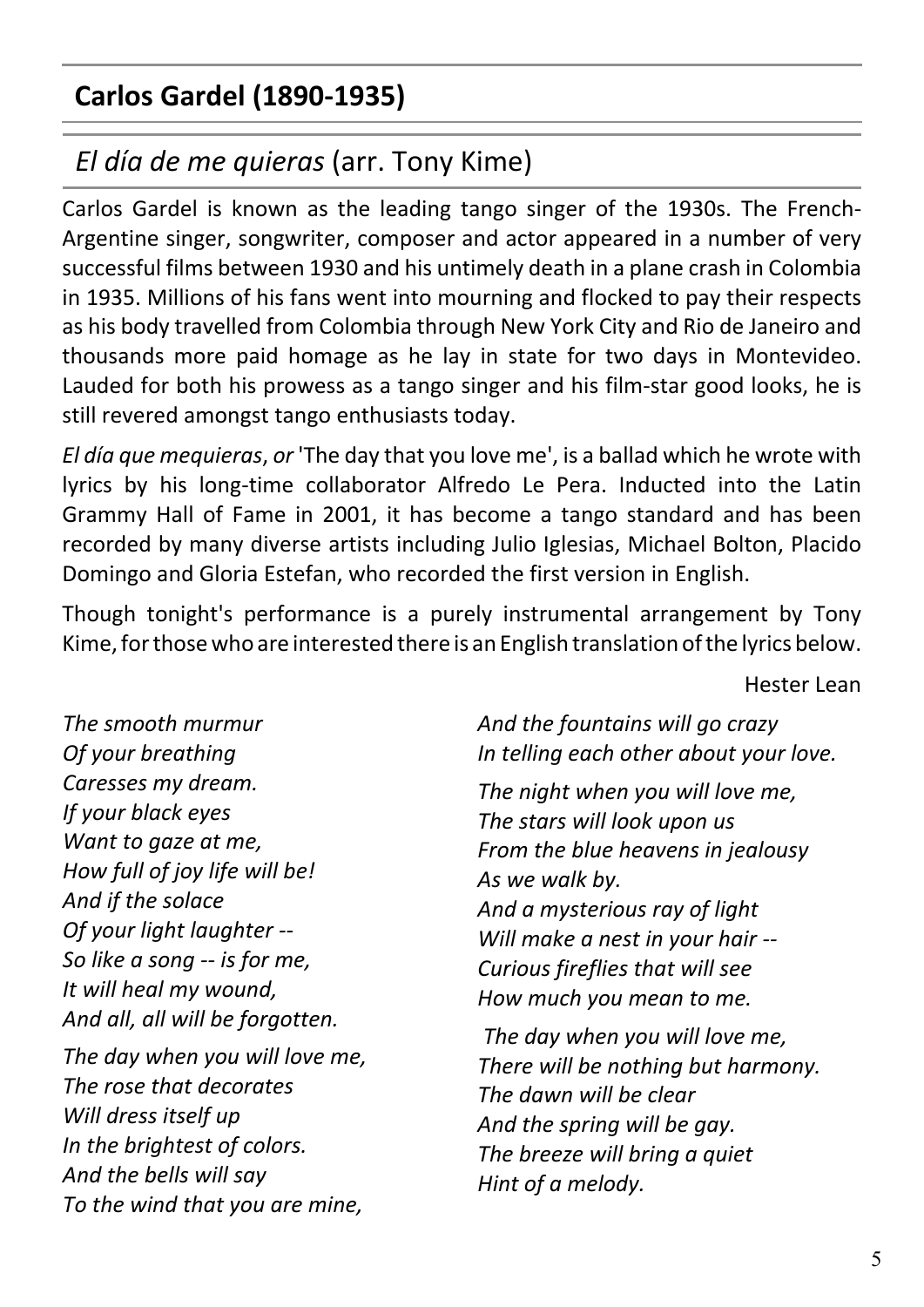## Carlos Gardel (1890-1935)

### *El día de me quieras* (arr. Tony Kime)

Carlos Gardel is known as the leading tango singer of the 1930s. The French-Argentine singer, songwriter, composer and actor appeared in a number of very successful films between 1930 and his untimely death in a plane crash in Colombia in 1935. Millions of his fans went into mourning and flocked to pay their respects as his body travelled from Colombia through New York City and Rio de Janeiro and thousands more paid homage as he lay in state for two days in Montevideo. Lauded for both his prowess as a tango singer and his film-star good looks, he is still revered amongst tango enthusiasts today.

*El día que mequieras*, *or* 'The day that you love me', is a ballad which he wrote with lyrics by his long-time collaborator Alfredo Le Pera. Inducted into the Latin Grammy Hall of Fame in 2001, it has become a tango standard and has been recorded by many diverse artists including Julio Iglesias, Michael Bolton, Placido Domingo and Gloria Estefan, who recorded the first version in English.

Though tonight's performance is a purely instrumental arrangement by Tony Kime, for those who are interested there is an English translation of the lyrics below.

Hester Lean

*The smooth murmur*
*Of your breathing*
*Caresses my dream.*
*If your black eyes*
*Want to gaze at me,*
*How full of joy life will be!*
*And if the solace*
*Of your light laughter --*
*So like a song -- is for me,*
*It will heal my wound,*
*And all, all will be forgotten.*

*The day when you will love me,*
*The rose that decorates*
*Will dress itself up*
*In the brightest of colors.*
*And the bells will say*
*To the wind that you are mine,*
*And the fountains will go crazy*
*In telling each other about your love.*

*The night when you will love me,*
*The stars will look upon us*
*From the blue heavens in jealousy*
*As we walk by.*
*And a mysterious ray of light*
*Will make a nest in your hair --*
*Curious fireflies that will see*
*How much you mean to me.*

*The day when you will love me,*
*There will be nothing but harmony.*
*The dawn will be clear*
*And the spring will be gay.*
*The breeze will bring a quiet*
*Hint of a melody.*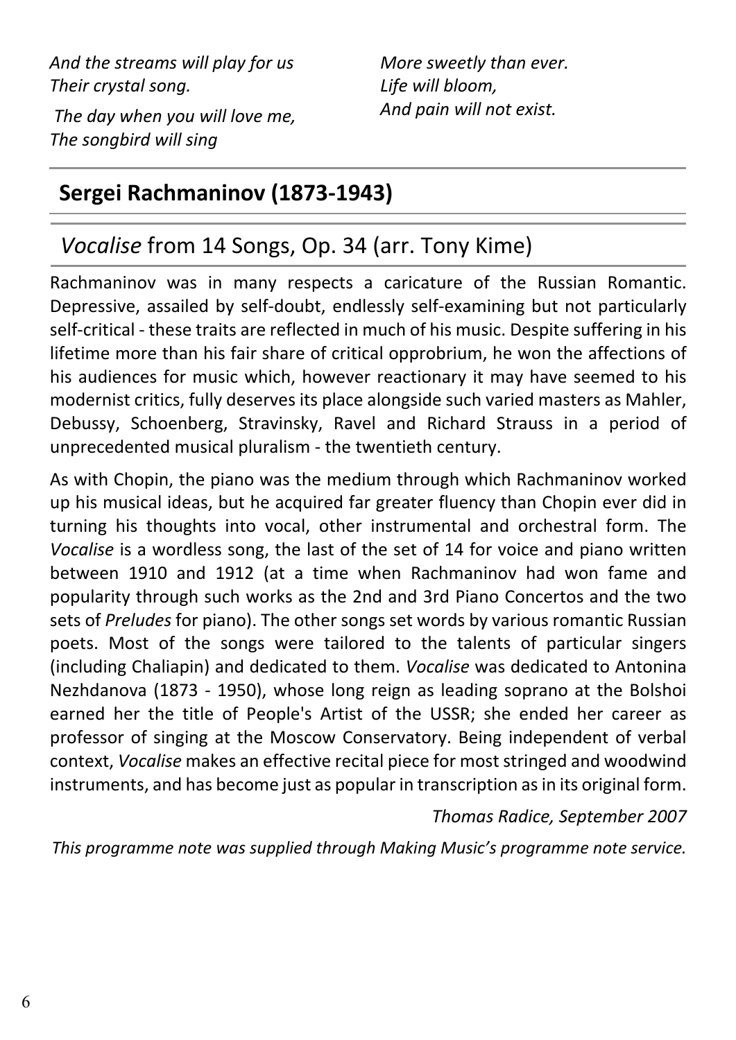*And the streams will play for us*
*Their crystal song.*

*The day when you will love me,*
*The songbird will sing*
*More sweetly than ever.*
*Life will bloom,*
*And pain will not exist.*

## Sergei Rachmaninov (1873-1943)

### *Vocalise* from 14 Songs, Op. 34 (arr. Tony Kime)

Rachmaninov was in many respects a caricature of the Russian Romantic. Depressive, assailed by self-doubt, endlessly self-examining but not particularly self-critical - these traits are reflected in much of his music. Despite suffering in his lifetime more than his fair share of critical opprobrium, he won the affections of his audiences for music which, however reactionary it may have seemed to his modernist critics, fully deserves its place alongside such varied masters as Mahler, Debussy, Schoenberg, Stravinsky, Ravel and Richard Strauss in a period of unprecedented musical pluralism - the twentieth century.

As with Chopin, the piano was the medium through which Rachmaninov worked up his musical ideas, but he acquired far greater fluency than Chopin ever did in turning his thoughts into vocal, other instrumental and orchestral form. The *Vocalise* is a wordless song, the last of the set of 14 for voice and piano written between 1910 and 1912 (at a time when Rachmaninov had won fame and popularity through such works as the 2nd and 3rd Piano Concertos and the two sets of *Preludes* for piano). The other songs set words by various romantic Russian poets. Most of the songs were tailored to the talents of particular singers (including Chaliapin) and dedicated to them. *Vocalise* was dedicated to Antonina Nezhdanova (1873 - 1950), whose long reign as leading soprano at the Bolshoi earned her the title of People's Artist of the USSR; she ended her career as professor of singing at the Moscow Conservatory. Being independent of verbal context, *Vocalise* makes an effective recital piece for most stringed and woodwind instruments, and has become just as popular in transcription as in its original form.

*Thomas Radice, September 2007*

*This programme note was supplied through Making Music's programme note service.*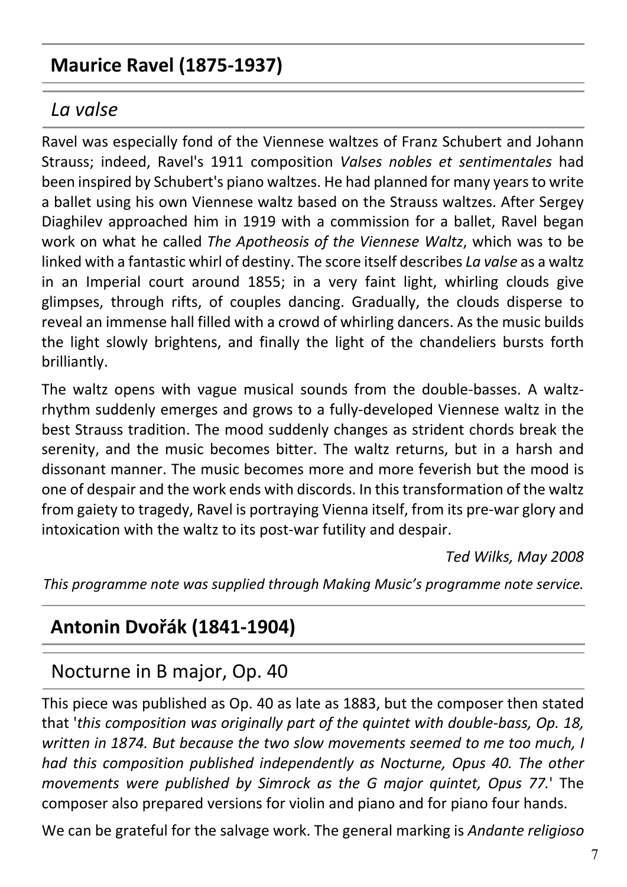## Maurice Ravel (1875-1937)

### *La valse*

Ravel was especially fond of the Viennese waltzes of Franz Schubert and Johann Strauss; indeed, Ravel's 1911 composition *Valses nobles et sentimentales* had been inspired by Schubert's piano waltzes. He had planned for many years to write a ballet using his own Viennese waltz based on the Strauss waltzes. After Sergey Diaghilev approached him in 1919 with a commission for a ballet, Ravel began work on what he called *The Apotheosis of the Viennese Waltz*, which was to be linked with a fantastic whirl of destiny. The score itself describes *La valse* as a waltz in an Imperial court around 1855; in a very faint light, whirling clouds give glimpses, through rifts, of couples dancing. Gradually, the clouds disperse to reveal an immense hall filled with a crowd of whirling dancers. As the music builds the light slowly brightens, and finally the light of the chandeliers bursts forth brilliantly.

The waltz opens with vague musical sounds from the double-basses. A waltz-rhythm suddenly emerges and grows to a fully-developed Viennese waltz in the best Strauss tradition. The mood suddenly changes as strident chords break the serenity, and the music becomes bitter. The waltz returns, but in a harsh and dissonant manner. The music becomes more and more feverish but the mood is one of despair and the work ends with discords. In this transformation of the waltz from gaiety to tragedy, Ravel is portraying Vienna itself, from its pre-war glory and intoxication with the waltz to its post-war futility and despair.

*Ted Wilks, May 2008*

*This programme note was supplied through Making Music's programme note service.*

## Antonin Dvořák (1841-1904)

### Nocturne in B major, Op. 40

This piece was published as Op. 40 as late as 1883, but the composer then stated that '*this composition was originally part of the quintet with double-bass, Op. 18, written in 1874. But because the two slow movements seemed to me too much, I had this composition published independently as Nocturne, Opus 40. The other movements were published by Simrock as the G major quintet, Opus 77.*' The composer also prepared versions for violin and piano and for piano four hands.

We can be grateful for the salvage work. The general marking is *Andante religioso*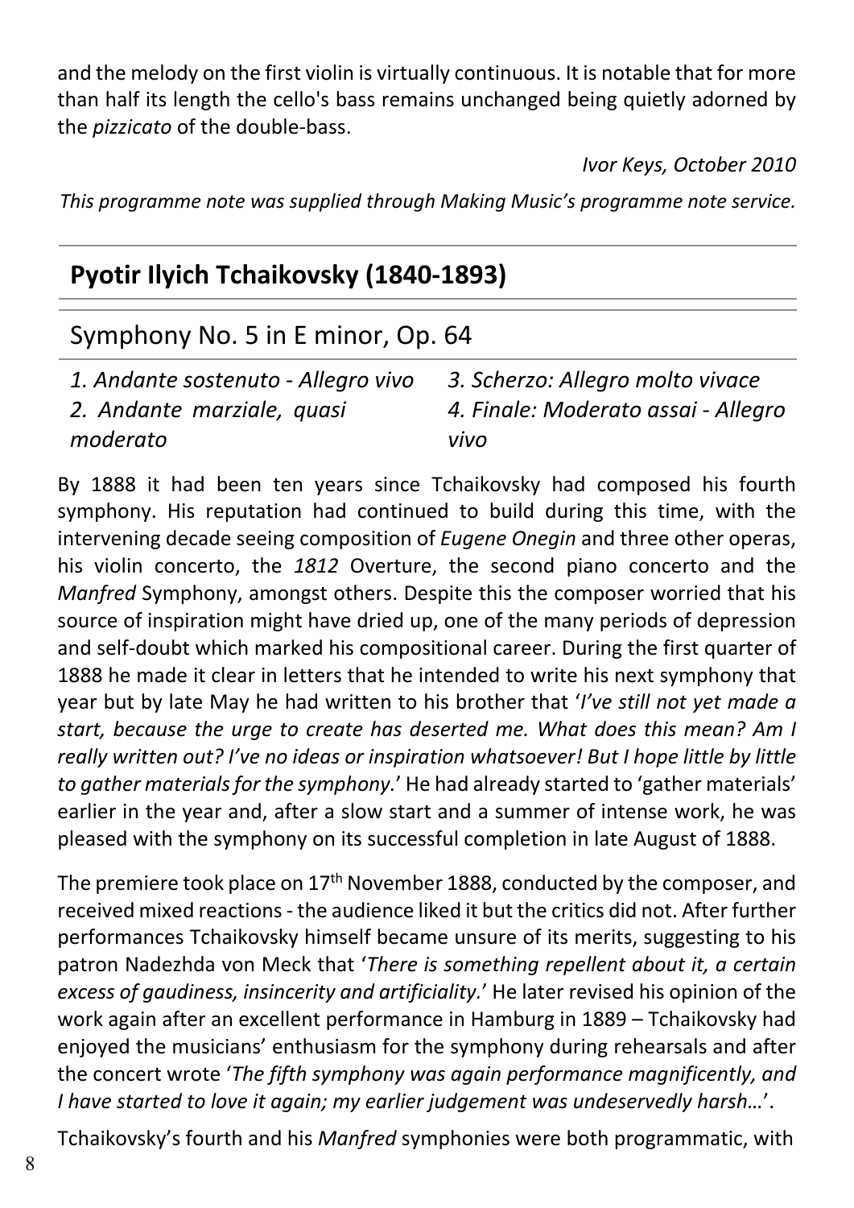and the melody on the first violin is virtually continuous. It is notable that for more than half its length the cello's bass remains unchanged being quietly adorned by the *pizzicato* of the double-bass.

*Ivor Keys, October 2010*

*This programme note was supplied through Making Music's programme note service.*

## Pyotir Ilyich Tchaikovsky (1840-1893)

### Symphony No. 5 in E minor, Op. 64

*1. Andante sostenuto - Allegro vivo*
*2. Andante marziale, quasi moderato*
*3. Scherzo: Allegro molto vivace*
*4. Finale: Moderato assai - Allegro vivo*

By 1888 it had been ten years since Tchaikovsky had composed his fourth symphony. His reputation had continued to build during this time, with the intervening decade seeing composition of *Eugene Onegin* and three other operas, his violin concerto, the *1812* Overture, the second piano concerto and the *Manfred* Symphony, amongst others. Despite this the composer worried that his source of inspiration might have dried up, one of the many periods of depression and self-doubt which marked his compositional career. During the first quarter of 1888 he made it clear in letters that he intended to write his next symphony that year but by late May he had written to his brother that '*I've still not yet made a start, because the urge to create has deserted me. What does this mean? Am I really written out? I've no ideas or inspiration whatsoever! But I hope little by little to gather materials for the symphony.*' He had already started to 'gather materials' earlier in the year and, after a slow start and a summer of intense work, he was pleased with the symphony on its successful completion in late August of 1888.

The premiere took place on 17th November 1888, conducted by the composer, and received mixed reactions - the audience liked it but the critics did not. After further performances Tchaikovsky himself became unsure of its merits, suggesting to his patron Nadezhda von Meck that '*There is something repellent about it, a certain excess of gaudiness, insincerity and artificiality.*' He later revised his opinion of the work again after an excellent performance in Hamburg in 1889 – Tchaikovsky had enjoyed the musicians' enthusiasm for the symphony during rehearsals and after the concert wrote '*The fifth symphony was again performance magnificently, and I have started to love it again; my earlier judgement was undeservedly harsh…*'.

Tchaikovsky's fourth and his *Manfred* symphonies were both programmatic, with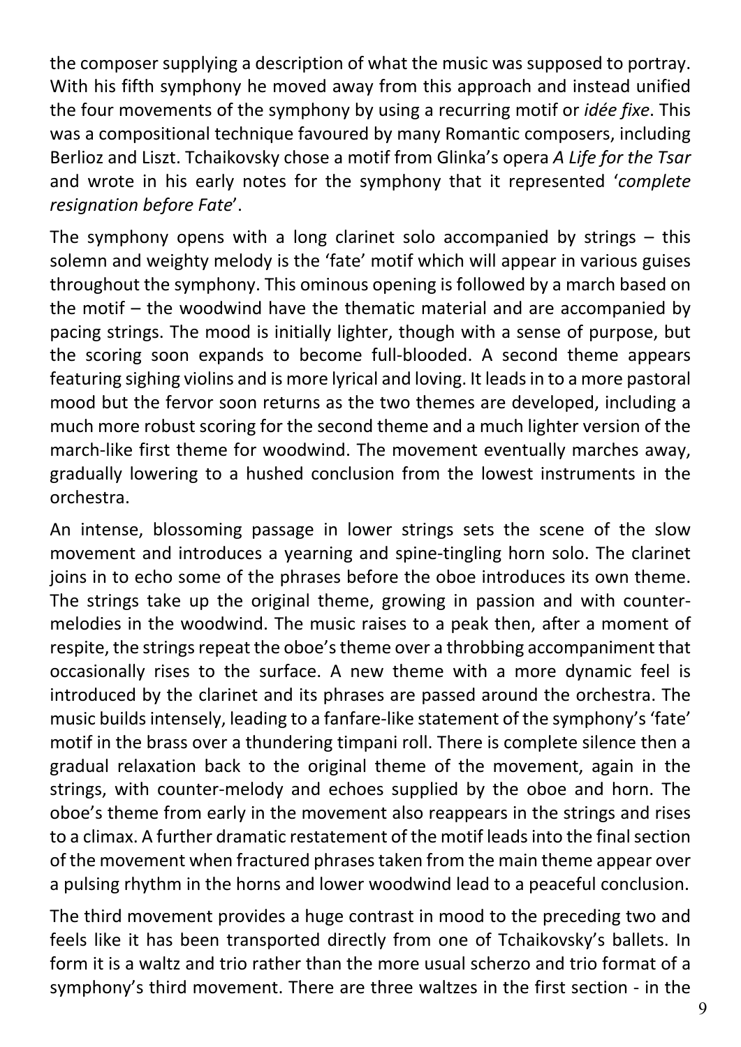the composer supplying a description of what the music was supposed to portray. With his fifth symphony he moved away from this approach and instead unified the four movements of the symphony by using a recurring motif or *idée fixe*. This was a compositional technique favoured by many Romantic composers, including Berlioz and Liszt. Tchaikovsky chose a motif from Glinka's opera *A Life for the Tsar* and wrote in his early notes for the symphony that it represented '*complete resignation before Fate*'.

The symphony opens with a long clarinet solo accompanied by strings – this solemn and weighty melody is the 'fate' motif which will appear in various guises throughout the symphony. This ominous opening is followed by a march based on the motif – the woodwind have the thematic material and are accompanied by pacing strings. The mood is initially lighter, though with a sense of purpose, but the scoring soon expands to become full-blooded. A second theme appears featuring sighing violins and is more lyrical and loving. It leads in to a more pastoral mood but the fervor soon returns as the two themes are developed, including a much more robust scoring for the second theme and a much lighter version of the march-like first theme for woodwind. The movement eventually marches away, gradually lowering to a hushed conclusion from the lowest instruments in the orchestra.

An intense, blossoming passage in lower strings sets the scene of the slow movement and introduces a yearning and spine-tingling horn solo. The clarinet joins in to echo some of the phrases before the oboe introduces its own theme. The strings take up the original theme, growing in passion and with counter-melodies in the woodwind. The music raises to a peak then, after a moment of respite, the strings repeat the oboe's theme over a throbbing accompaniment that occasionally rises to the surface. A new theme with a more dynamic feel is introduced by the clarinet and its phrases are passed around the orchestra. The music builds intensely, leading to a fanfare-like statement of the symphony's 'fate' motif in the brass over a thundering timpani roll. There is complete silence then a gradual relaxation back to the original theme of the movement, again in the strings, with counter-melody and echoes supplied by the oboe and horn. The oboe's theme from early in the movement also reappears in the strings and rises to a climax. A further dramatic restatement of the motif leads into the final section of the movement when fractured phrases taken from the main theme appear over a pulsing rhythm in the horns and lower woodwind lead to a peaceful conclusion.

The third movement provides a huge contrast in mood to the preceding two and feels like it has been transported directly from one of Tchaikovsky's ballets. In form it is a waltz and trio rather than the more usual scherzo and trio format of a symphony's third movement. There are three waltzes in the first section - in the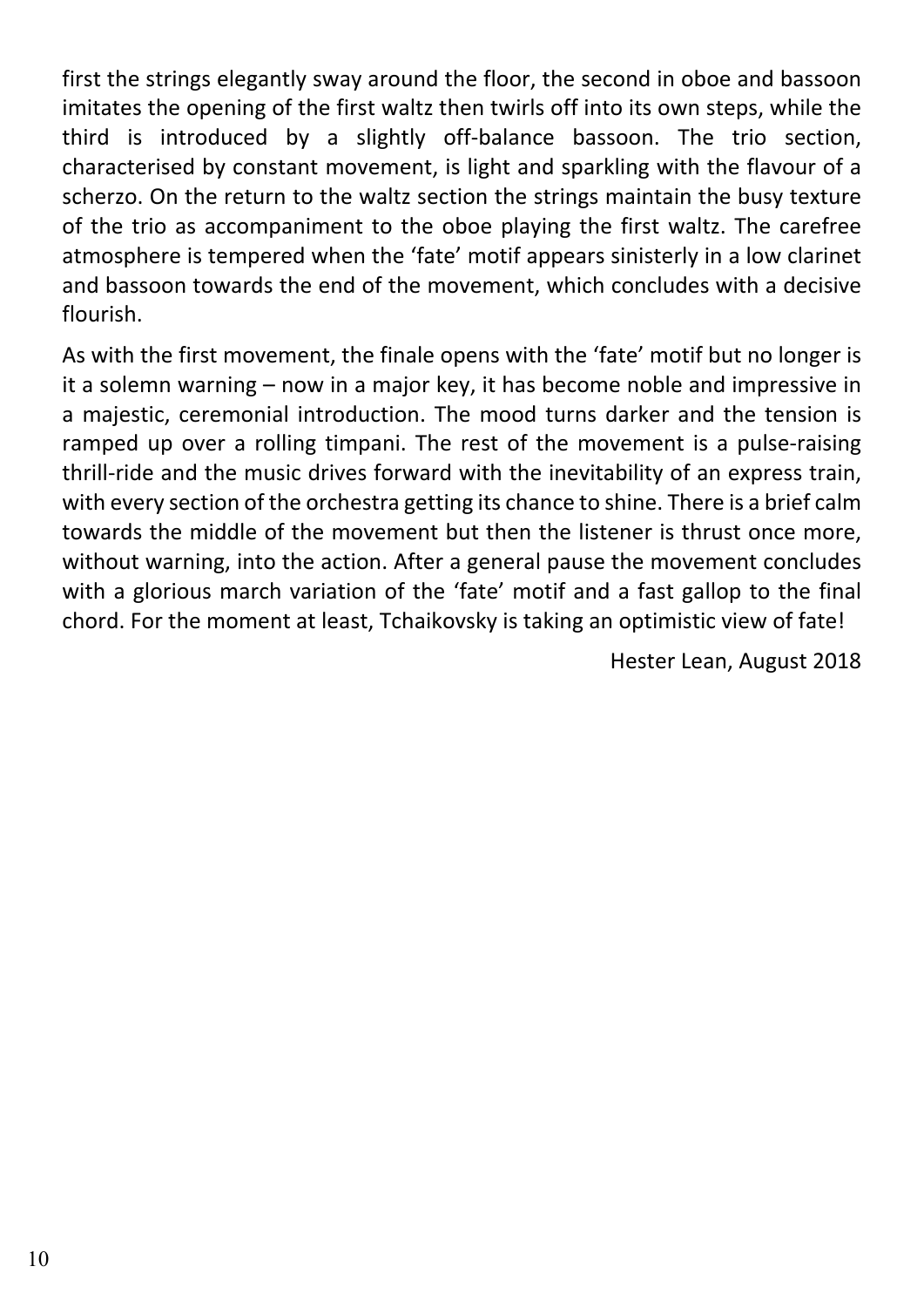first the strings elegantly sway around the floor, the second in oboe and bassoon imitates the opening of the first waltz then twirls off into its own steps, while the third is introduced by a slightly off-balance bassoon. The trio section, characterised by constant movement, is light and sparkling with the flavour of a scherzo. On the return to the waltz section the strings maintain the busy texture of the trio as accompaniment to the oboe playing the first waltz. The carefree atmosphere is tempered when the 'fate' motif appears sinisterly in a low clarinet and bassoon towards the end of the movement, which concludes with a decisive flourish.

As with the first movement, the finale opens with the 'fate' motif but no longer is it a solemn warning – now in a major key, it has become noble and impressive in a majestic, ceremonial introduction. The mood turns darker and the tension is ramped up over a rolling timpani. The rest of the movement is a pulse-raising thrill-ride and the music drives forward with the inevitability of an express train, with every section of the orchestra getting its chance to shine. There is a brief calm towards the middle of the movement but then the listener is thrust once more, without warning, into the action. After a general pause the movement concludes with a glorious march variation of the 'fate' motif and a fast gallop to the final chord. For the moment at least, Tchaikovsky is taking an optimistic view of fate!

Hester Lean, August 2018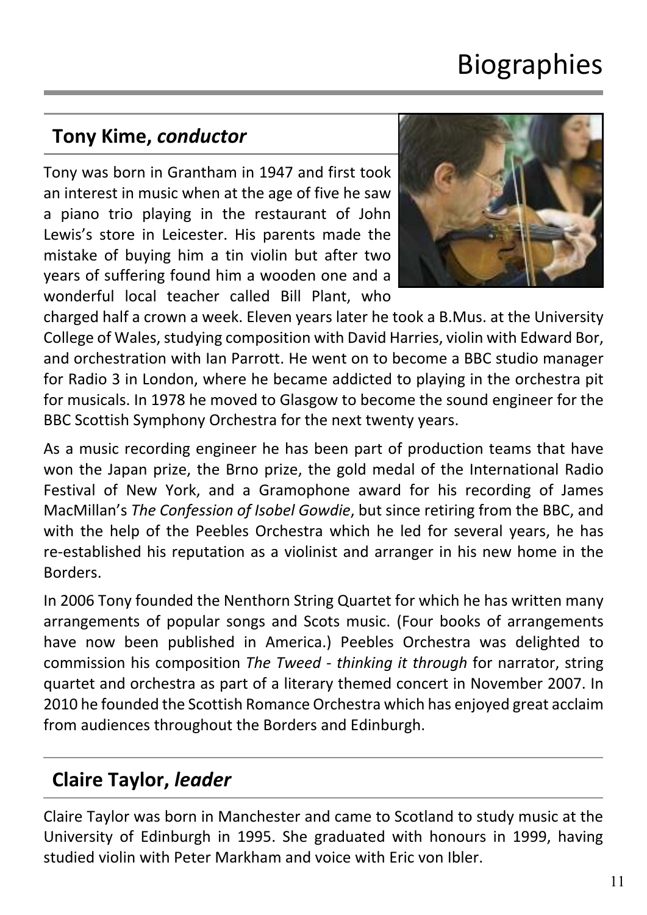# Biographies

## Tony Kime, *conductor*

Tony was born in Grantham in 1947 and first took an interest in music when at the age of five he saw a piano trio playing in the restaurant of John Lewis's store in Leicester. His parents made the mistake of buying him a tin violin but after two years of suffering found him a wooden one and a wonderful local teacher called Bill Plant, who charged half a crown a week. Eleven years later he took a B.Mus. at the University College of Wales, studying composition with David Harries, violin with Edward Bor, and orchestration with Ian Parrott. He went on to become a BBC studio manager for Radio 3 in London, where he became addicted to playing in the orchestra pit for musicals. In 1978 he moved to Glasgow to become the sound engineer for the BBC Scottish Symphony Orchestra for the next twenty years.

As a music recording engineer he has been part of production teams that have won the Japan prize, the Brno prize, the gold medal of the International Radio Festival of New York, and a Gramophone award for his recording of James MacMillan's *The Confession of Isobel Gowdie*, but since retiring from the BBC, and with the help of the Peebles Orchestra which he led for several years, he has re-established his reputation as a violinist and arranger in his new home in the Borders.

In 2006 Tony founded the Nenthorn String Quartet for which he has written many arrangements of popular songs and Scots music. (Four books of arrangements have now been published in America.) Peebles Orchestra was delighted to commission his composition *The Tweed - thinking it through* for narrator, string quartet and orchestra as part of a literary themed concert in November 2007. In 2010 he founded the Scottish Romance Orchestra which has enjoyed great acclaim from audiences throughout the Borders and Edinburgh.

## Claire Taylor, *leader*

Claire Taylor was born in Manchester and came to Scotland to study music at the University of Edinburgh in 1995. She graduated with honours in 1999, having studied violin with Peter Markham and voice with Eric von Ibler.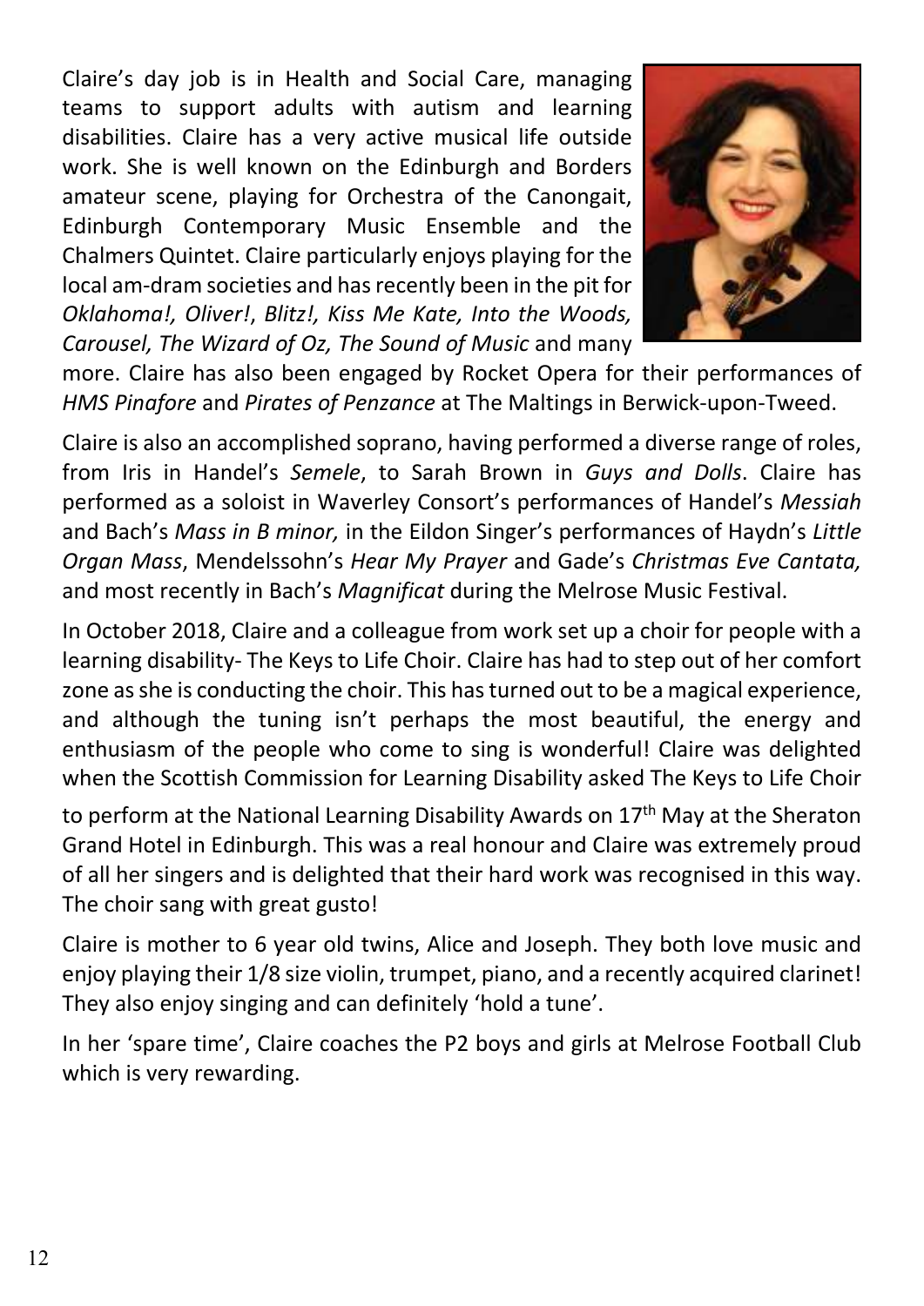Claire's day job is in Health and Social Care, managing teams to support adults with autism and learning disabilities. Claire has a very active musical life outside work. She is well known on the Edinburgh and Borders amateur scene, playing for Orchestra of the Canongait, Edinburgh Contemporary Music Ensemble and the Chalmers Quintet. Claire particularly enjoys playing for the local am-dram societies and has recently been in the pit for *Oklahoma!, Oliver!*, *Blitz!, Kiss Me Kate, Into the Woods, Carousel, The Wizard of Oz, The Sound of Music* and many more. Claire has also been engaged by Rocket Opera for their performances of *HMS Pinafore* and *Pirates of Penzance* at The Maltings in Berwick-upon-Tweed.

Claire is also an accomplished soprano, having performed a diverse range of roles, from Iris in Handel's *Semele*, to Sarah Brown in *Guys and Dolls*. Claire has performed as a soloist in Waverley Consort's performances of Handel's *Messiah* and Bach's *Mass in B minor,* in the Eildon Singer's performances of Haydn's *Little Organ Mass*, Mendelssohn's *Hear My Prayer* and Gade's *Christmas Eve Cantata,* and most recently in Bach's *Magnificat* during the Melrose Music Festival.

In October 2018, Claire and a colleague from work set up a choir for people with a learning disability- The Keys to Life Choir. Claire has had to step out of her comfort zone as she is conducting the choir. This has turned out to be a magical experience, and although the tuning isn't perhaps the most beautiful, the energy and enthusiasm of the people who come to sing is wonderful! Claire was delighted when the Scottish Commission for Learning Disability asked The Keys to Life Choir to perform at the National Learning Disability Awards on 17th May at the Sheraton Grand Hotel in Edinburgh. This was a real honour and Claire was extremely proud of all her singers and is delighted that their hard work was recognised in this way. The choir sang with great gusto!

Claire is mother to 6 year old twins, Alice and Joseph. They both love music and enjoy playing their 1/8 size violin, trumpet, piano, and a recently acquired clarinet! They also enjoy singing and can definitely 'hold a tune'.

In her 'spare time', Claire coaches the P2 boys and girls at Melrose Football Club which is very rewarding.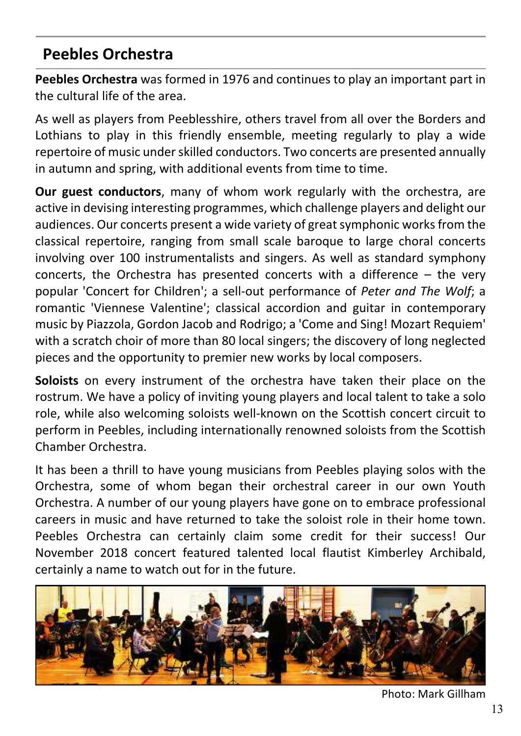## Peebles Orchestra

**Peebles Orchestra** was formed in 1976 and continues to play an important part in the cultural life of the area.

As well as players from Peeblesshire, others travel from all over the Borders and Lothians to play in this friendly ensemble, meeting regularly to play a wide repertoire of music under skilled conductors. Two concerts are presented annually in autumn and spring, with additional events from time to time.

**Our guest conductors**, many of whom work regularly with the orchestra, are active in devising interesting programmes, which challenge players and delight our audiences. Our concerts present a wide variety of great symphonic works from the classical repertoire, ranging from small scale baroque to large choral concerts involving over 100 instrumentalists and singers. As well as standard symphony concerts, the Orchestra has presented concerts with a difference – the very popular 'Concert for Children'; a sell-out performance of *Peter and The Wolf*; a romantic 'Viennese Valentine'; classical accordion and guitar in contemporary music by Piazzola, Gordon Jacob and Rodrigo; a 'Come and Sing! Mozart Requiem' with a scratch choir of more than 80 local singers; the discovery of long neglected pieces and the opportunity to premier new works by local composers.

**Soloists** on every instrument of the orchestra have taken their place on the rostrum. We have a policy of inviting young players and local talent to take a solo role, while also welcoming soloists well-known on the Scottish concert circuit to perform in Peebles, including internationally renowned soloists from the Scottish Chamber Orchestra.

It has been a thrill to have young musicians from Peebles playing solos with the Orchestra, some of whom began their orchestral career in our own Youth Orchestra. A number of our young players have gone on to embrace professional careers in music and have returned to take the soloist role in their home town. Peebles Orchestra can certainly claim some credit for their success! Our November 2018 concert featured talented local flautist Kimberley Archibald, certainly a name to watch out for in the future.

Photo: Mark Gillham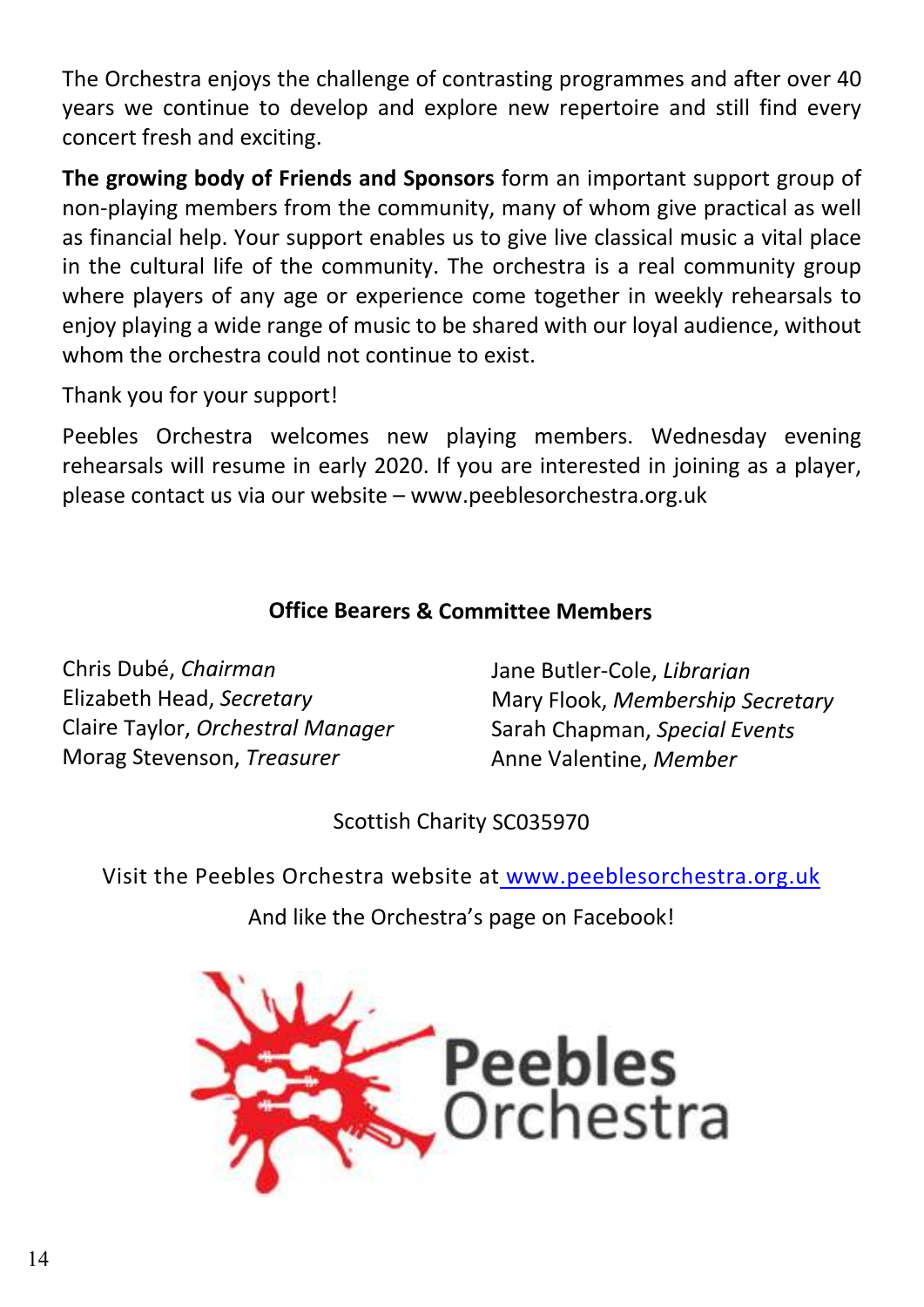The Orchestra enjoys the challenge of contrasting programmes and after over 40 years we continue to develop and explore new repertoire and still find every concert fresh and exciting.

**The growing body of Friends and Sponsors** form an important support group of non-playing members from the community, many of whom give practical as well as financial help. Your support enables us to give live classical music a vital place in the cultural life of the community. The orchestra is a real community group where players of any age or experience come together in weekly rehearsals to enjoy playing a wide range of music to be shared with our loyal audience, without whom the orchestra could not continue to exist.

Thank you for your support!

Peebles Orchestra welcomes new playing members. Wednesday evening rehearsals will resume in early 2020. If you are interested in joining as a player, please contact us via our website – www.peeblesorchestra.org.uk

**Office Bearers & Committee Members**

Chris Dubé, *Chairman*
Elizabeth Head, *Secretary*
Claire Taylor, *Orchestral Manager*
Morag Stevenson, *Treasurer*
Jane Butler-Cole, *Librarian*
Mary Flook, *Membership Secretary*
Sarah Chapman, *Special Events*
Anne Valentine, *Member*

Scottish Charity SC035970

Visit the Peebles Orchestra website at www.peeblesorchestra.org.uk

And like the Orchestra's page on Facebook!

Peebles Orchestra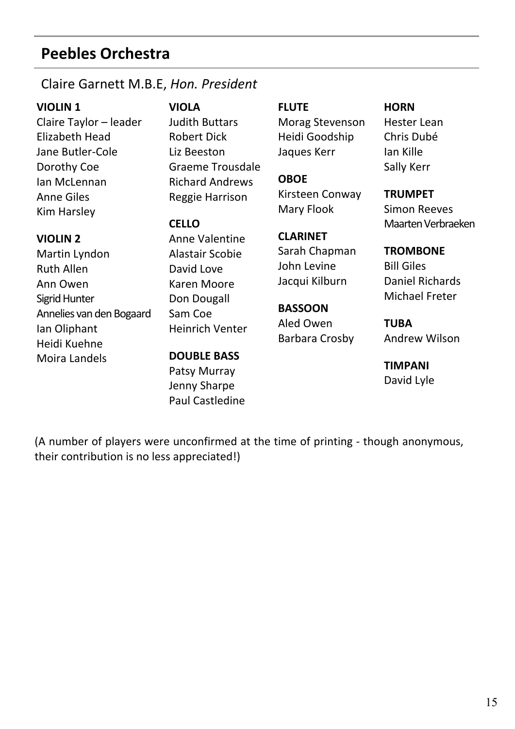## Peebles Orchestra

Claire Garnett M.B.E, *Hon. President*

**VIOLIN 1**
Claire Taylor – leader
Elizabeth Head
Jane Butler-Cole
Dorothy Coe
Ian McLennan
Anne Giles
Kim Harsley

**VIOLIN 2**
Martin Lyndon
Ruth Allen
Ann Owen
Sigrid Hunter
Annelies van den Bogaard
Ian Oliphant
Heidi Kuehne
Moira Landels

**VIOLA**
Judith Buttars
Robert Dick
Liz Beeston
Graeme Trousdale
Richard Andrews
Reggie Harrison

**CELLO**
Anne Valentine
Alastair Scobie
David Love
Karen Moore
Don Dougall
Sam Coe
Heinrich Venter

**DOUBLE BASS**
Patsy Murray
Jenny Sharpe
Paul Castledine

**FLUTE**
Morag Stevenson
Heidi Goodship
Jaques Kerr

**OBOE**
Kirsteen Conway
Mary Flook

**CLARINET**
Sarah Chapman
John Levine
Jacqui Kilburn

**BASSOON**
Aled Owen
Barbara Crosby

**HORN**
Hester Lean
Chris Dubé
Ian Kille
Sally Kerr

**TRUMPET**
Simon Reeves
Maarten Verbraeken

**TROMBONE**
Bill Giles
Daniel Richards
Michael Freter

**TUBA**
Andrew Wilson

**TIMPANI**
David Lyle

(A number of players were unconfirmed at the time of printing - though anonymous, their contribution is no less appreciated!)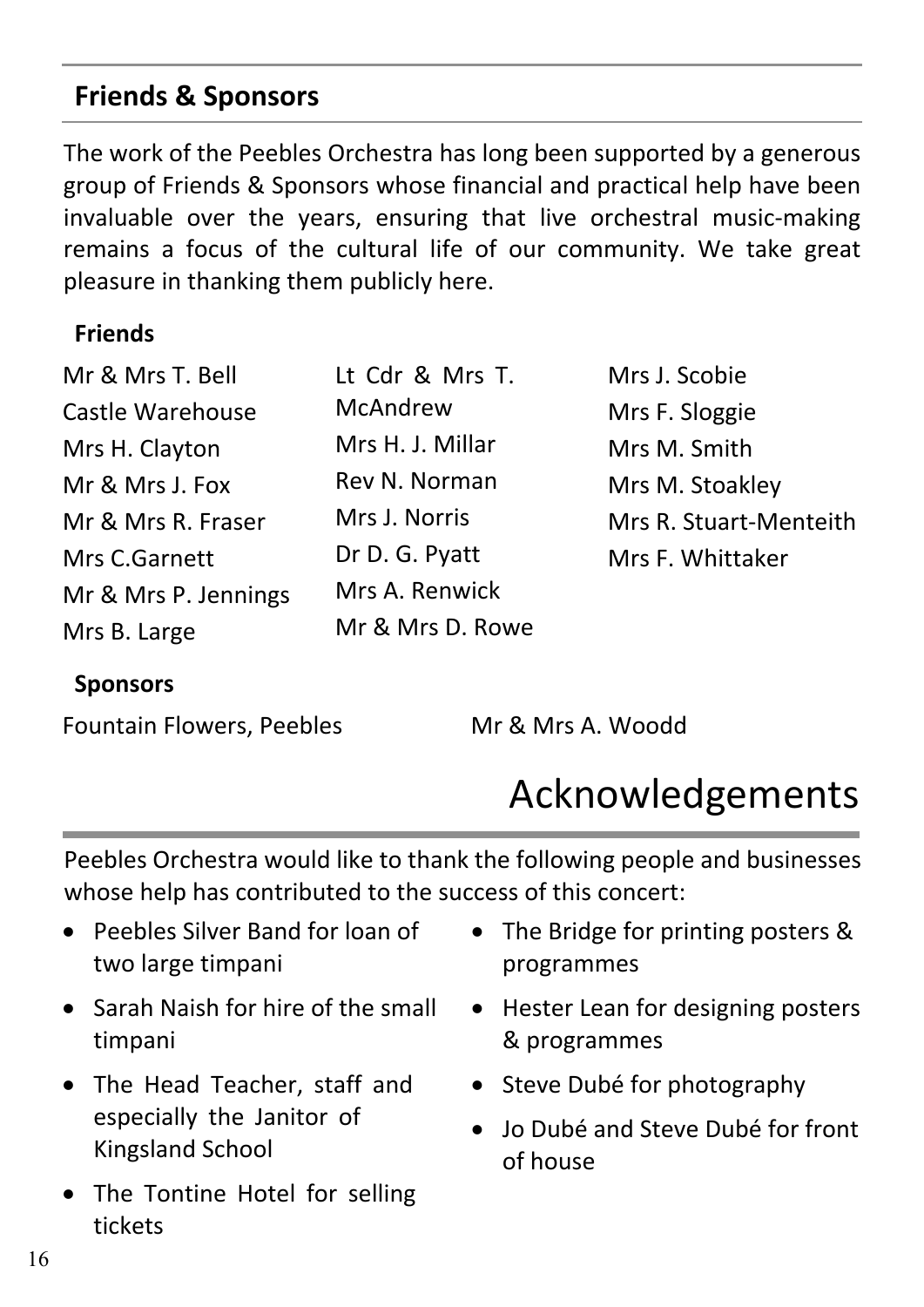## Friends & Sponsors

The work of the Peebles Orchestra has long been supported by a generous group of Friends & Sponsors whose financial and practical help have been invaluable over the years, ensuring that live orchestral music-making remains a focus of the cultural life of our community. We take great pleasure in thanking them publicly here.

### Friends

Mr & Mrs T. Bell
Castle Warehouse
Mrs H. Clayton
Mr & Mrs J. Fox
Mr & Mrs R. Fraser
Mrs C.Garnett
Mr & Mrs P. Jennings
Mrs B. Large
Lt Cdr & Mrs T. McAndrew
Mrs H. J. Millar
Rev N. Norman
Mrs J. Norris
Dr D. G. Pyatt
Mrs A. Renwick
Mr & Mrs D. Rowe
Mrs J. Scobie
Mrs F. Sloggie
Mrs M. Smith
Mrs M. Stoakley
Mrs R. Stuart-Menteith
Mrs F. Whittaker

### Sponsors

Fountain Flowers, Peebles
Mr & Mrs A. Woodd

# Acknowledgements

Peebles Orchestra would like to thank the following people and businesses whose help has contributed to the success of this concert:

- Peebles Silver Band for loan of two large timpani
- Sarah Naish for hire of the small timpani
- The Head Teacher, staff and especially the Janitor of Kingsland School
- The Tontine Hotel for selling tickets
- The Bridge for printing posters & programmes
- Hester Lean for designing posters & programmes
- Steve Dubé for photography
- Jo Dubé and Steve Dubé for front of house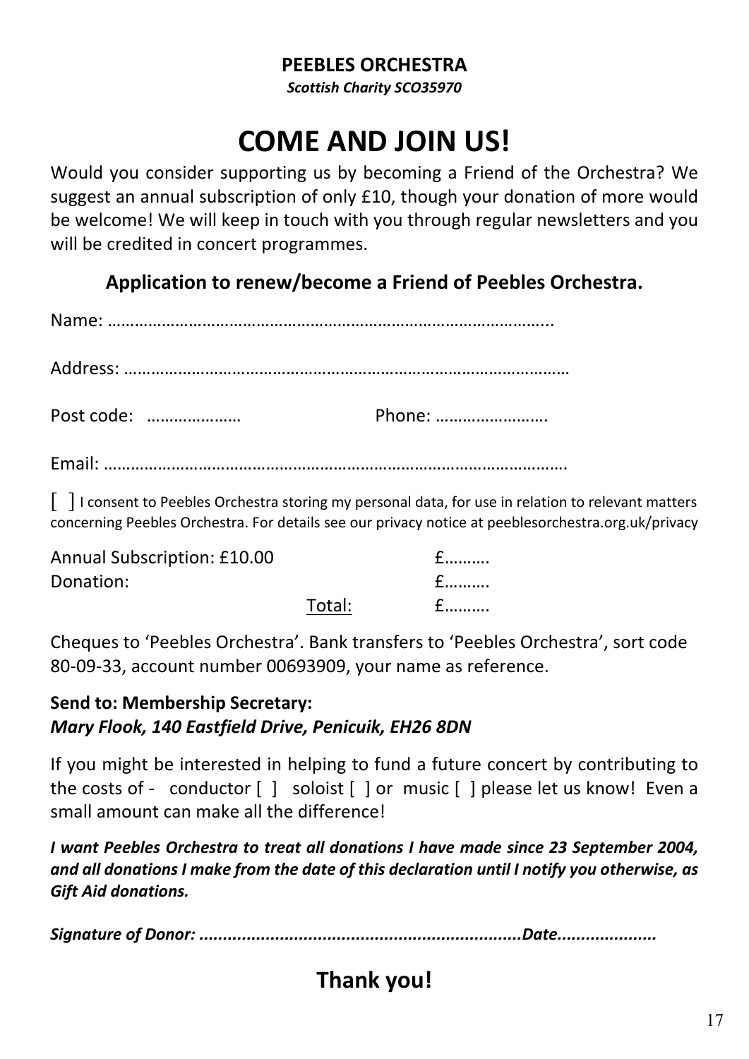**PEEBLES ORCHESTRA**

***Scottish Charity SCO35970***

# COME AND JOIN US!

Would you consider supporting us by becoming a Friend of the Orchestra? We suggest an annual subscription of only £10, though your donation of more would be welcome! We will keep in touch with you through regular newsletters and you will be credited in concert programmes.

## Application to renew/become a Friend of Peebles Orchestra.

Name: ……………………………………………………………………………………...

Address: ………………………………………………………………………………………

Post code: ………………… Phone: ……………………

Email: ………………………………………………………………………………………….

[ ] I consent to Peebles Orchestra storing my personal data, for use in relation to relevant matters concerning Peebles Orchestra. For details see our privacy notice at peeblesorchestra.org.uk/privacy

| | | |
|---|---|---|
| Annual Subscription: £10.00 | | £………. |
| Donation: | | £………. |
| | Total: | £………. |

Cheques to 'Peebles Orchestra'. Bank transfers to 'Peebles Orchestra', sort code 80-09-33, account number 00693909, your name as reference.

**Send to: Membership Secretary:**
***Mary Flook, 140 Eastfield Drive, Penicuik, EH26 8DN***

If you might be interested in helping to fund a future concert by contributing to the costs of - conductor [ ] soloist [ ] or music [ ] please let us know! Even a small amount can make all the difference!

***I want Peebles Orchestra to treat all donations I have made since 23 September 2004, and all donations I make from the date of this declaration until I notify you otherwise, as Gift Aid donations.***

***Signature of Donor: ...................................................................Date.....................***

## Thank you!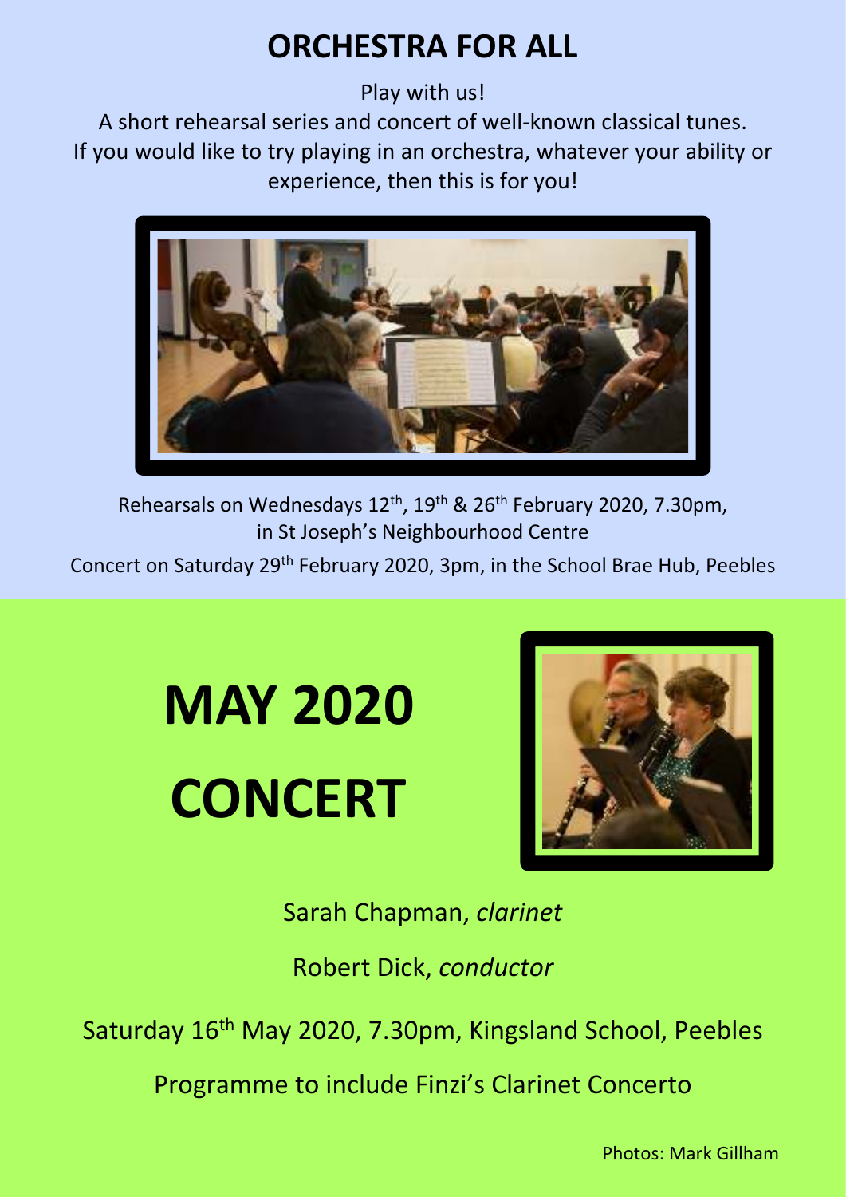# ORCHESTRA FOR ALL

Play with us!

A short rehearsal series and concert of well-known classical tunes.
If you would like to try playing in an orchestra, whatever your ability or experience, then this is for you!

Rehearsals on Wednesdays 12th, 19th & 26th February 2020, 7.30pm, in St Joseph's Neighbourhood Centre

Concert on Saturday 29th February 2020, 3pm, in the School Brae Hub, Peebles

# MAY 2020 CONCERT

Sarah Chapman, *clarinet*

Robert Dick, *conductor*

Saturday 16th May 2020, 7.30pm, Kingsland School, Peebles

Programme to include Finzi's Clarinet Concerto

Photos: Mark Gillham